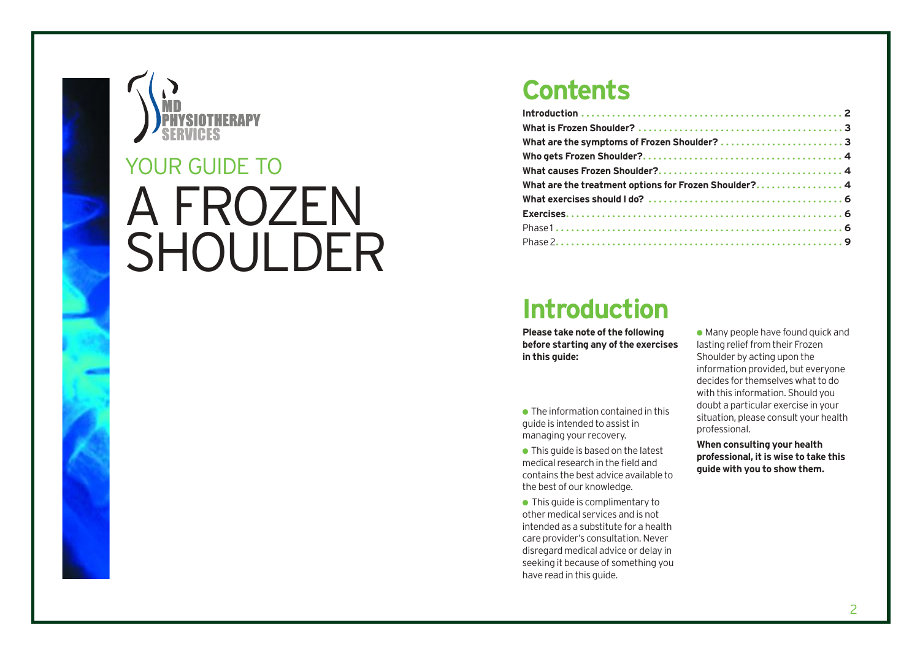MD PHYSIOTHERAPY SERVICES

YOUR GUIDE TO

# A FROZEN SHOULDER

## Contents

**Introduction** . . . . . . . . . . . . . . . . . . . . . . . . . . . . . . . . . . . . . . . . . . . . . . . . . . . **2**
**What is Frozen Shoulder?** . . . . . . . . . . . . . . . . . . . . . . . . . . . . . . . . . . . . . . **3**
**What are the symptoms of Frozen Shoulder?** . . . . . . . . . . . . . . . . . . . . . . . **3**
**Who gets Frozen Shoulder?** . . . . . . . . . . . . . . . . . . . . . . . . . . . . . . . . . . . . . **4**
**What causes Frozen Shoulder?** . . . . . . . . . . . . . . . . . . . . . . . . . . . . . . . . . . . **4**
**What are the treatment options for Frozen Shoulder?** . . . . . . . . . . . . . . . . **4**
**What exercises should I do?** . . . . . . . . . . . . . . . . . . . . . . . . . . . . . . . . . . . . **6**
**Exercises** . . . . . . . . . . . . . . . . . . . . . . . . . . . . . . . . . . . . . . . . . . . . . . . . . . . . **6**
Phase 1 . . . . . . . . . . . . . . . . . . . . . . . . . . . . . . . . . . . . . . . . . . . . . . . . . . . . . . **6**
Phase 2 . . . . . . . . . . . . . . . . . . . . . . . . . . . . . . . . . . . . . . . . . . . . . . . . . . . . . . **9**

## Introduction

**Please take note of the following before starting any of the exercises in this guide:**

- The information contained in this guide is intended to assist in managing your recovery.
- This guide is based on the latest medical research in the field and contains the best advice available to the best of our knowledge.
- This guide is complimentary to other medical services and is not intended as a substitute for a health care provider's consultation. Never disregard medical advice or delay in seeking it because of something you have read in this guide.
- Many people have found quick and lasting relief from their Frozen Shoulder by acting upon the information provided, but everyone decides for themselves what to do with this information. Should you doubt a particular exercise in your situation, please consult your health professional.

**When consulting your health professional, it is wise to take this guide with you to show them.**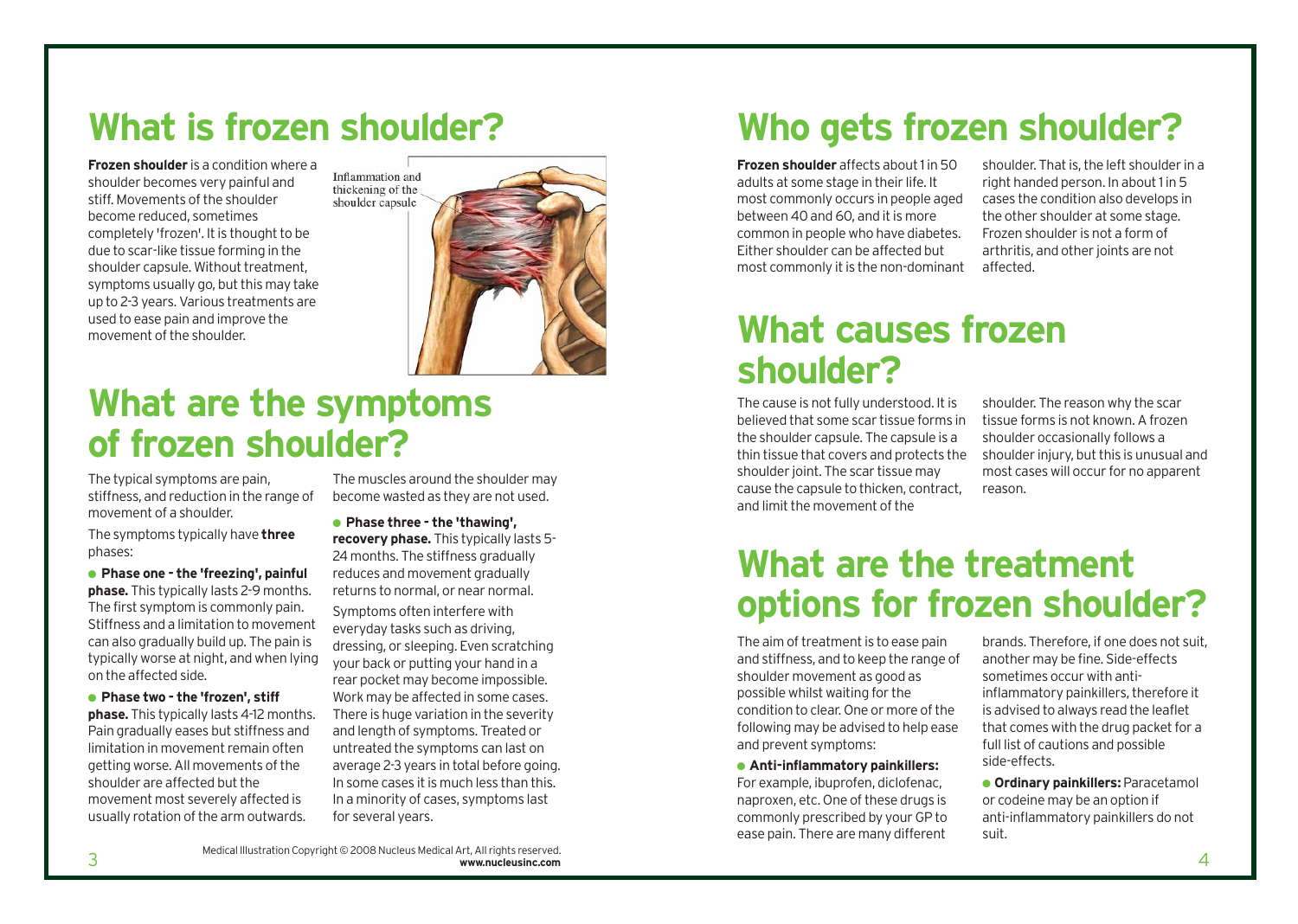# What is frozen shoulder?

**Frozen shoulder** is a condition where a shoulder becomes very painful and stiff. Movements of the shoulder become reduced, sometimes completely 'frozen'. It is thought to be due to scar-like tissue forming in the shoulder capsule. Without treatment, symptoms usually go, but this may take up to 2-3 years. Various treatments are used to ease pain and improve the movement of the shoulder.

Inflammation and thickening of the shoulder capsule

# What are the symptoms of frozen shoulder?

The typical symptoms are pain, stiffness, and reduction in the range of movement of a shoulder.

The symptoms typically have **three** phases:

- **Phase one - the 'freezing', painful phase.** This typically lasts 2-9 months. The first symptom is commonly pain. Stiffness and a limitation to movement can also gradually build up. The pain is typically worse at night, and when lying on the affected side.
- **Phase two - the 'frozen', stiff phase.** This typically lasts 4-12 months. Pain gradually eases but stiffness and limitation in movement remain often getting worse. All movements of the shoulder are affected but the movement most severely affected is usually rotation of the arm outwards. The muscles around the shoulder may become wasted as they are not used.
- **Phase three - the 'thawing', recovery phase.** This typically lasts 5-24 months. The stiffness gradually reduces and movement gradually returns to normal, or near normal.

Symptoms often interfere with everyday tasks such as driving, dressing, or sleeping. Even scratching your back or putting your hand in a rear pocket may become impossible. Work may be affected in some cases. There is huge variation in the severity and length of symptoms. Treated or untreated the symptoms can last on average 2-3 years in total before going. In some cases it is much less than this. In a minority of cases, symptoms last for several years.

Medical Illustration Copyright © 2008 Nucleus Medical Art, All rights reserved. **www.nucleusinc.com**

# Who gets frozen shoulder?

**Frozen shoulder** affects about 1 in 50 adults at some stage in their life. It most commonly occurs in people aged between 40 and 60, and it is more common in people who have diabetes. Either shoulder can be affected but most commonly it is the non-dominant shoulder. That is, the left shoulder in a right handed person. In about 1 in 5 cases the condition also develops in the other shoulder at some stage. Frozen shoulder is not a form of arthritis, and other joints are not affected.

# What causes frozen shoulder?

The cause is not fully understood. It is believed that some scar tissue forms in the shoulder capsule. The capsule is a thin tissue that covers and protects the shoulder joint. The scar tissue may cause the capsule to thicken, contract, and limit the movement of the shoulder. The reason why the scar tissue forms is not known. A frozen shoulder occasionally follows a shoulder injury, but this is unusual and most cases will occur for no apparent reason.

# What are the treatment options for frozen shoulder?

The aim of treatment is to ease pain and stiffness, and to keep the range of shoulder movement as good as possible whilst waiting for the condition to clear. One or more of the following may be advised to help ease and prevent symptoms:

- **Anti-inflammatory painkillers:** For example, ibuprofen, diclofenac, naproxen, etc. One of these drugs is commonly prescribed by your GP to ease pain. There are many different brands. Therefore, if one does not suit, another may be fine. Side-effects sometimes occur with anti-inflammatory painkillers, therefore it is advised to always read the leaflet that comes with the drug packet for a full list of cautions and possible side-effects.
- **Ordinary painkillers:** Paracetamol or codeine may be an option if anti-inflammatory painkillers do not suit.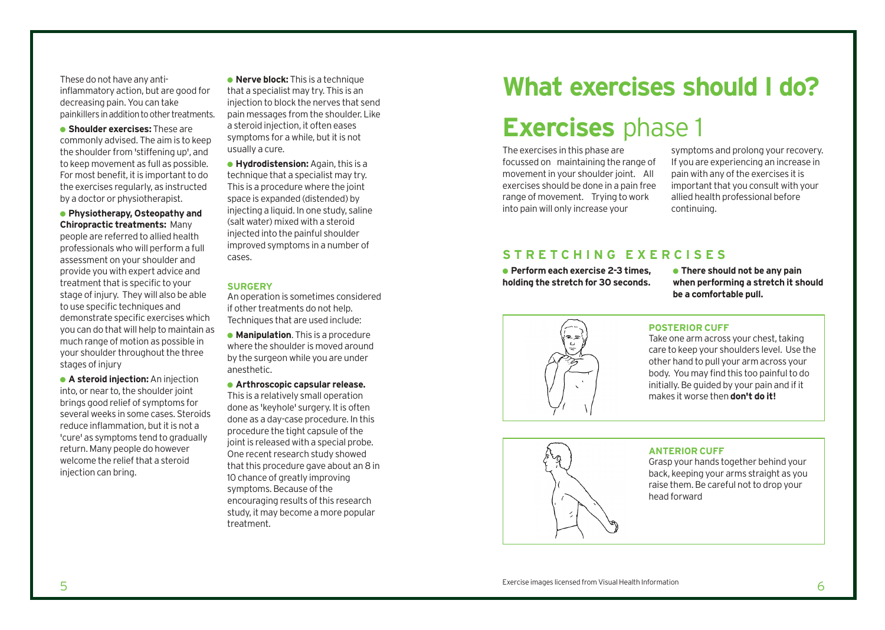These do not have any anti-inflammatory action, but are good for decreasing pain. You can take painkillers in addition to other treatments.

- **Shoulder exercises:** These are commonly advised. The aim is to keep the shoulder from 'stiffening up', and to keep movement as full as possible. For most benefit, it is important to do the exercises regularly, as instructed by a doctor or physiotherapist.
- **Physiotherapy, Osteopathy and Chiropractic treatments:** Many people are referred to allied health professionals who will perform a full assessment on your shoulder and provide you with expert advice and treatment that is specific to your stage of injury. They will also be able to use specific techniques and demonstrate specific exercises which you can do that will help to maintain as much range of motion as possible in your shoulder throughout the three stages of injury
- **A steroid injection:** An injection into, or near to, the shoulder joint brings good relief of symptoms for several weeks in some cases. Steroids reduce inflammation, but it is not a 'cure' as symptoms tend to gradually return. Many people do however welcome the relief that a steroid injection can bring.
- **Nerve block:** This is a technique that a specialist may try. This is an injection to block the nerves that send pain messages from the shoulder. Like a steroid injection, it often eases symptoms for a while, but it is not usually a cure.
- **Hydrodistension:** Again, this is a technique that a specialist may try. This is a procedure where the joint space is expanded (distended) by injecting a liquid. In one study, saline (salt water) mixed with a steroid injected into the painful shoulder improved symptoms in a number of cases.

### SURGERY

An operation is sometimes considered if other treatments do not help. Techniques that are used include:

- **Manipulation**. This is a procedure where the shoulder is moved around by the surgeon while you are under anesthetic.
- **Arthroscopic capsular release.** This is a relatively small operation done as 'keyhole' surgery. It is often done as a day-case procedure. In this procedure the tight capsule of the joint is released with a special probe. One recent research study showed that this procedure gave about an 8 in 10 chance of greatly improving symptoms. Because of the encouraging results of this research study, it may become a more popular treatment.

# What exercises should I do?

## Exercises phase 1

The exercises in this phase are focussed on maintaining the range of movement in your shoulder joint. All exercises should be done in a pain free range of movement. Trying to work into pain will only increase your symptoms and prolong your recovery. If you are experiencing an increase in pain with any of the exercises it is important that you consult with your allied health professional before continuing.

### STRETCHING EXERCISES

- **Perform each exercise 2-3 times, holding the stretch for 30 seconds.**
- **There should not be any pain when performing a stretch it should be a comfortable pull.**

#### POSTERIOR CUFF

Take one arm across your chest, taking care to keep your shoulders level. Use the other hand to pull your arm across your body. You may find this too painful to do initially. Be guided by your pain and if it makes it worse then **don't do it!**

#### ANTERIOR CUFF

Grasp your hands together behind your back, keeping your arms straight as you raise them. Be careful not to drop your head forward

Exercise images licensed from Visual Health Information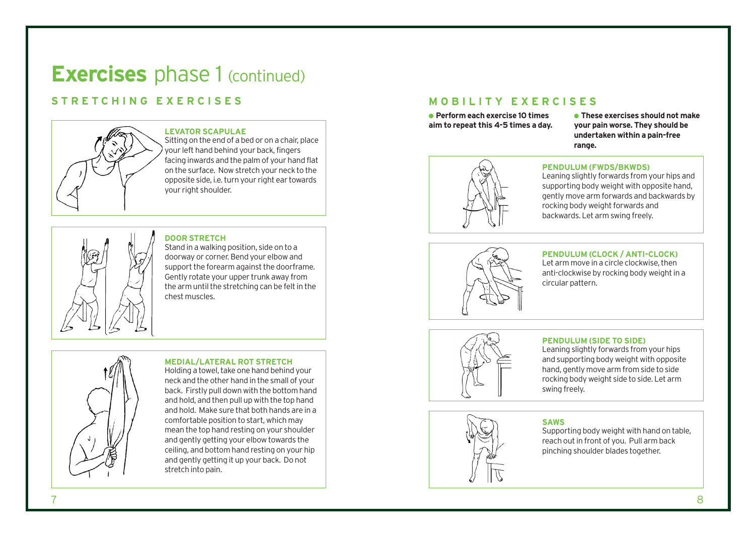# **Exercises** phase 1 (continued)

## STRETCHING EXERCISES

### LEVATOR SCAPULAE

Sitting on the end of a bed or on a chair, place your left hand behind your back, fingers facing inwards and the palm of your hand flat on the surface. Now stretch your neck to the opposite side, i.e. turn your right ear towards your right shoulder.

### DOOR STRETCH

Stand in a walking position, side on to a doorway or corner. Bend your elbow and support the forearm against the doorframe. Gently rotate your upper trunk away from the arm until the stretching can be felt in the chest muscles.

### MEDIAL/LATERAL ROT STRETCH

Holding a towel, take one hand behind your neck and the other hand in the small of your back. Firstly pull down with the bottom hand and hold, and then pull up with the top hand and hold. Make sure that both hands are in a comfortable position to start, which may mean the top hand resting on your shoulder and gently getting your elbow towards the ceiling, and bottom hand resting on your hip and gently getting it up your back. Do not stretch into pain.

## MOBILITY EXERCISES

- **Perform each exercise 10 times aim to repeat this 4-5 times a day.**
- **These exercises should not make your pain worse. They should be undertaken within a pain-free range.**

### PENDULUM (FWDS/BKWDS)

Leaning slightly forwards from your hips and supporting body weight with opposite hand, gently move arm forwards and backwards by rocking body weight forwards and backwards. Let arm swing freely.

### PENDULUM (CLOCK / ANTI-CLOCK)

Let arm move in a circle clockwise, then anti-clockwise by rocking body weight in a circular pattern.

### PENDULUM (SIDE TO SIDE)

Leaning slightly forwards from your hips and supporting body weight with opposite hand, gently move arm from side to side rocking body weight side to side. Let arm swing freely.

### SAWS

Supporting body weight with hand on table, reach out in front of you. Pull arm back pinching shoulder blades together.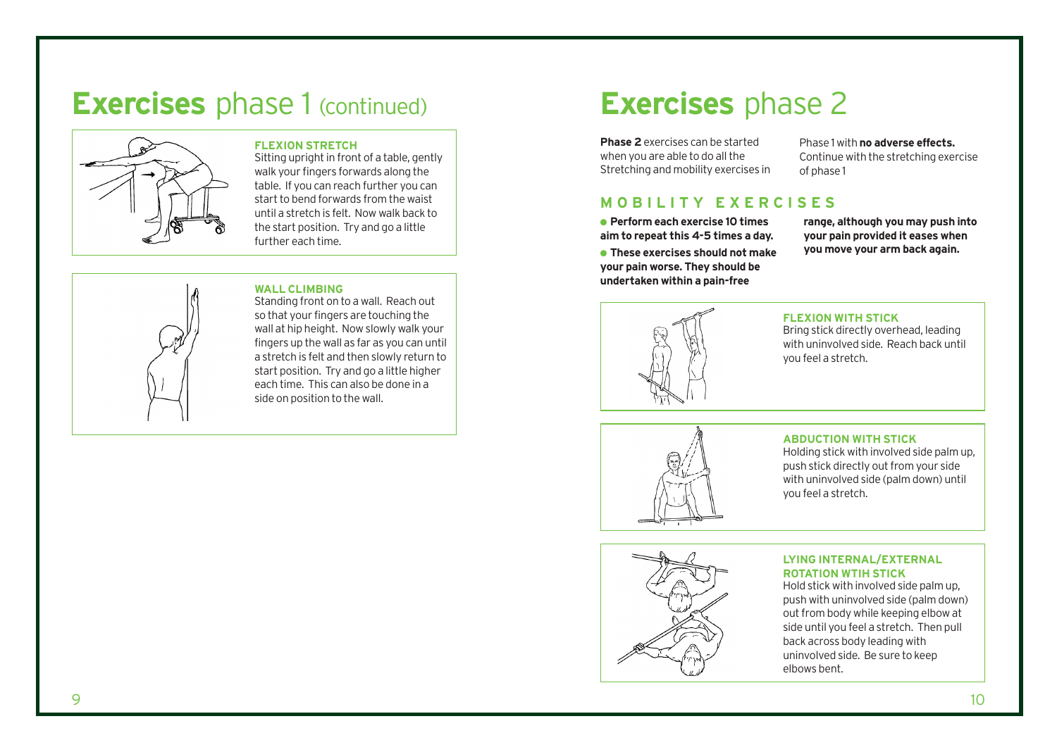# **Exercises** phase 1 (continued)

### FLEXION STRETCH

Sitting upright in front of a table, gently walk your fingers forwards along the table. If you can reach further you can start to bend forwards from the waist until a stretch is felt. Now walk back to the start position. Try and go a little further each time.

### WALL CLIMBING

Standing front on to a wall. Reach out so that your fingers are touching the wall at hip height. Now slowly walk your fingers up the wall as far as you can until a stretch is felt and then slowly return to start position. Try and go a little higher each time. This can also be done in a side on position to the wall.

# **Exercises** phase 2

**Phase 2** exercises can be started when you are able to do all the Stretching and mobility exercises in Phase 1 with **no adverse effects.** Continue with the stretching exercise of phase 1

## MOBILITY EXERCISES

- **Perform each exercise 10 times aim to repeat this 4-5 times a day.**
- **These exercises should not make your pain worse. They should be undertaken within a pain-free range, although you may push into your pain provided it eases when you move your arm back again.**

### FLEXION WITH STICK

Bring stick directly overhead, leading with uninvolved side. Reach back until you feel a stretch.

### ABDUCTION WITH STICK

Holding stick with involved side palm up, push stick directly out from your side with uninvolved side (palm down) until you feel a stretch.

### LYING INTERNAL/EXTERNAL ROTATION WTIH STICK

Hold stick with involved side palm up, push with uninvolved side (palm down) out from body while keeping elbow at side until you feel a stretch. Then pull back across body leading with uninvolved side. Be sure to keep elbows bent.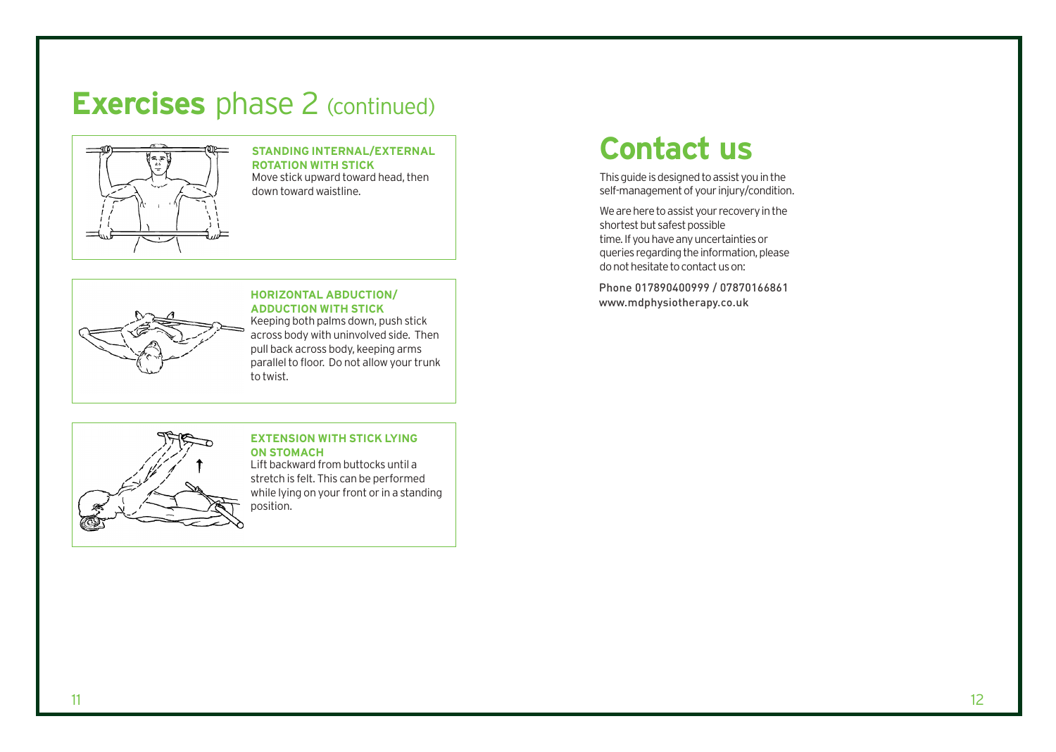# **Exercises** phase 2 (continued)

**STANDING INTERNAL/EXTERNAL ROTATION WITH STICK**

Move stick upward toward head, then down toward waistline.

**HORIZONTAL ABDUCTION/ ADDUCTION WITH STICK**

Keeping both palms down, push stick across body with uninvolved side. Then pull back across body, keeping arms parallel to floor. Do not allow your trunk to twist.

**EXTENSION WITH STICK LYING ON STOMACH**

Lift backward from buttocks until a stretch is felt. This can be performed while lying on your front or in a standing position.

# Contact us

This guide is designed to assist you in the self-management of your injury/condition.

We are here to assist your recovery in the shortest but safest possible time. If you have any uncertainties or queries regarding the information, please do not hesitate to contact us on:

Phone 017890400999 / 07870166861
www.mdphysiotherapy.co.uk